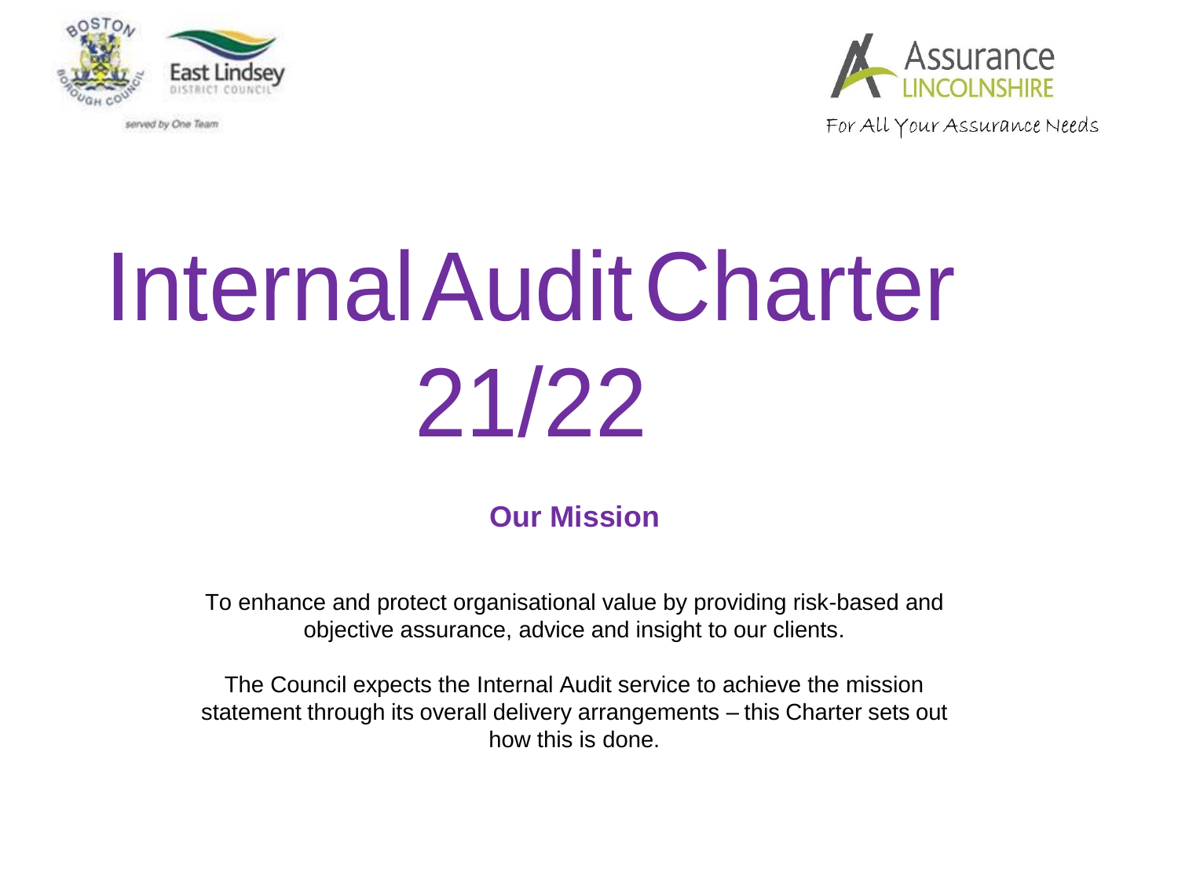served by One Team

Assurance LINCOLNSHIRE

For All Your Assurance Needs

# Internal Audit Charter 21/22

## Our Mission

To enhance and protect organisational value by providing risk-based and objective assurance, advice and insight to our clients.

The Council expects the Internal Audit service to achieve the mission statement through its overall delivery arrangements – this Charter sets out how this is done.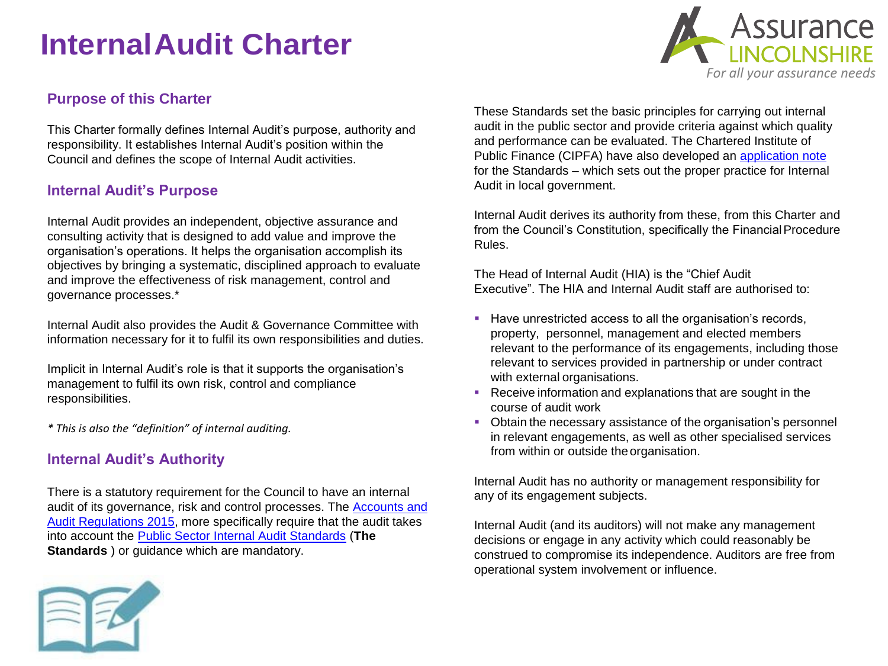# Internal Audit Charter

## Purpose of this Charter

This Charter formally defines Internal Audit's purpose, authority and responsibility. It establishes Internal Audit's position within the Council and defines the scope of Internal Audit activities.

## Internal Audit's Purpose

Internal Audit provides an independent, objective assurance and consulting activity that is designed to add value and improve the organisation's operations. It helps the organisation accomplish its objectives by bringing a systematic, disciplined approach to evaluate and improve the effectiveness of risk management, control and governance processes.*

Internal Audit also provides the Audit & Governance Committee with information necessary for it to fulfil its own responsibilities and duties.

Implicit in Internal Audit's role is that it supports the organisation's management to fulfil its own risk, control and compliance responsibilities.

*\* This is also the "definition" of internal auditing.*

## Internal Audit's Authority

There is a statutory requirement for the Council to have an internal audit of its governance, risk and control processes. The Accounts and Audit Regulations 2015, more specifically require that the audit takes into account the Public Sector Internal Audit Standards (**The Standards** ) or guidance which are mandatory.

These Standards set the basic principles for carrying out internal audit in the public sector and provide criteria against which quality and performance can be evaluated. The Chartered Institute of Public Finance (CIPFA) have also developed an application note for the Standards – which sets out the proper practice for Internal Audit in local government.

Internal Audit derives its authority from these, from this Charter and from the Council's Constitution, specifically the Financial Procedure Rules.

The Head of Internal Audit (HIA) is the "Chief Audit Executive". The HIA and Internal Audit staff are authorised to:

- Have unrestricted access to all the organisation's records, property, personnel, management and elected members relevant to the performance of its engagements, including those relevant to services provided in partnership or under contract with external organisations.
- Receive information and explanations that are sought in the course of audit work
- Obtain the necessary assistance of the organisation's personnel in relevant engagements, as well as other specialised services from within or outside the organisation.

Internal Audit has no authority or management responsibility for any of its engagement subjects.

Internal Audit (and its auditors) will not make any management decisions or engage in any activity which could reasonably be construed to compromise its independence. Auditors are free from operational system involvement or influence.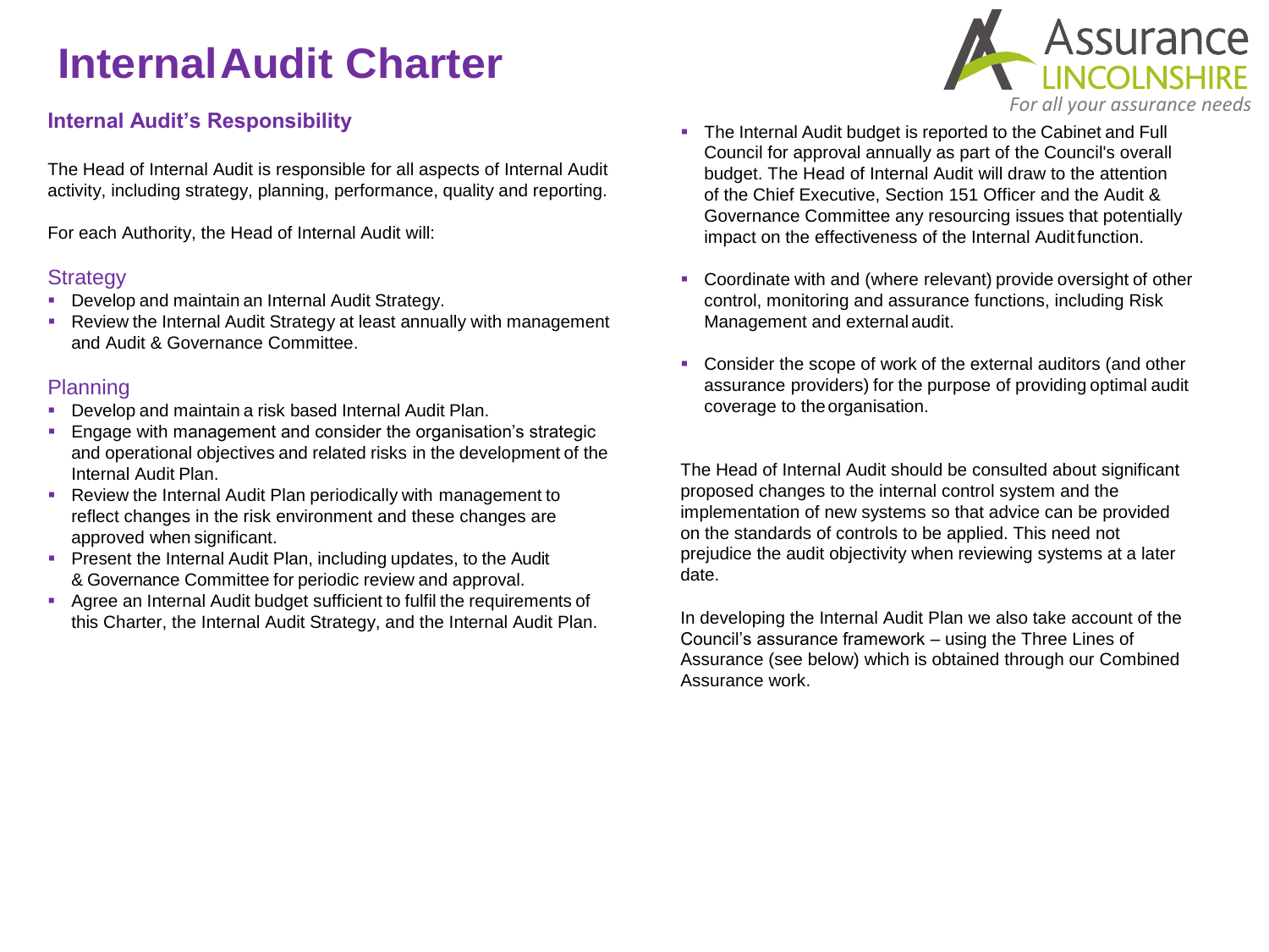# Internal Audit Charter

## Internal Audit's Responsibility

The Head of Internal Audit is responsible for all aspects of Internal Audit activity, including strategy, planning, performance, quality and reporting.

For each Authority, the Head of Internal Audit will:

### Strategy

- Develop and maintain an Internal Audit Strategy.
- Review the Internal Audit Strategy at least annually with management and Audit & Governance Committee.

### Planning

- Develop and maintain a risk based Internal Audit Plan.
- Engage with management and consider the organisation's strategic and operational objectives and related risks in the development of the Internal Audit Plan.
- Review the Internal Audit Plan periodically with management to reflect changes in the risk environment and these changes are approved when significant.
- Present the Internal Audit Plan, including updates, to the Audit & Governance Committee for periodic review and approval.
- Agree an Internal Audit budget sufficient to fulfil the requirements of this Charter, the Internal Audit Strategy, and the Internal Audit Plan.
- The Internal Audit budget is reported to the Cabinet and Full Council for approval annually as part of the Council's overall budget. The Head of Internal Audit will draw to the attention of the Chief Executive, Section 151 Officer and the Audit & Governance Committee any resourcing issues that potentially impact on the effectiveness of the Internal Audit function.
- Coordinate with and (where relevant) provide oversight of other control, monitoring and assurance functions, including Risk Management and external audit.
- Consider the scope of work of the external auditors (and other assurance providers) for the purpose of providing optimal audit coverage to the organisation.

The Head of Internal Audit should be consulted about significant proposed changes to the internal control system and the implementation of new systems so that advice can be provided on the standards of controls to be applied. This need not prejudice the audit objectivity when reviewing systems at a later date.

In developing the Internal Audit Plan we also take account of the Council's assurance framework – using the Three Lines of Assurance (see below) which is obtained through our Combined Assurance work.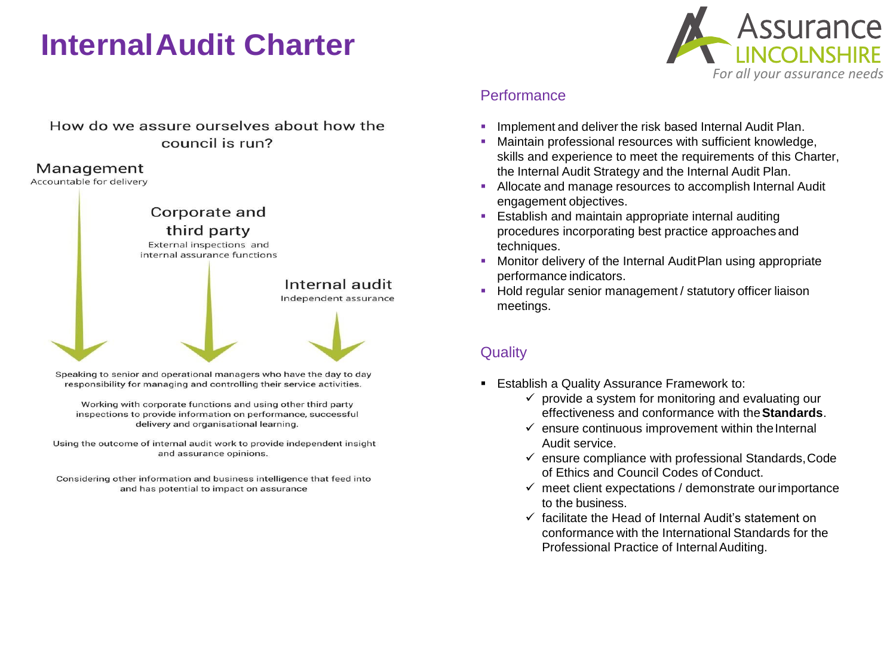# Internal Audit Charter

Assurance LINCOLNSHIRE
*For all your assurance needs*

How do we assure ourselves about how the council is run?

**Management**
Accountable for delivery

**Corporate and third party**
External inspections and internal assurance functions

**Internal audit**
Independent assurance

Speaking to senior and operational managers who have the day to day responsibility for managing and controlling their service activities.

Working with corporate functions and using other third party inspections to provide information on performance, successful delivery and organisational learning.

Using the outcome of internal audit work to provide independent insight and assurance opinions.

Considering other information and business intelligence that feed into and has potential to impact on assurance

## Performance

- Implement and deliver the risk based Internal Audit Plan.
- Maintain professional resources with sufficient knowledge, skills and experience to meet the requirements of this Charter, the Internal Audit Strategy and the Internal Audit Plan.
- Allocate and manage resources to accomplish Internal Audit engagement objectives.
- Establish and maintain appropriate internal auditing procedures incorporating best practice approaches and techniques.
- Monitor delivery of the Internal Audit Plan using appropriate performance indicators.
- Hold regular senior management / statutory officer liaison meetings.

## Quality

- Establish a Quality Assurance Framework to:
  - ✓ provide a system for monitoring and evaluating our effectiveness and conformance with the **Standards**.
  - ✓ ensure continuous improvement within the Internal Audit service.
  - ✓ ensure compliance with professional Standards, Code of Ethics and Council Codes of Conduct.
  - ✓ meet client expectations / demonstrate our importance to the business.
  - ✓ facilitate the Head of Internal Audit's statement on conformance with the International Standards for the Professional Practice of Internal Auditing.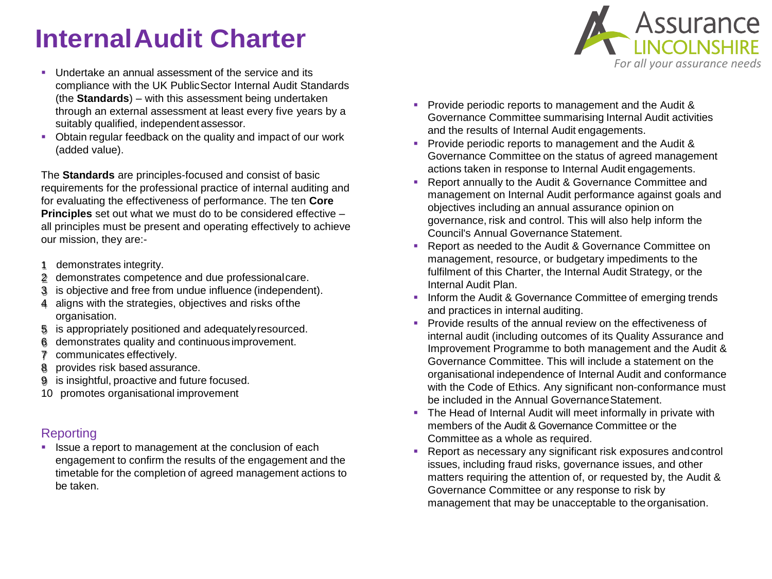# Internal Audit Charter

- Undertake an annual assessment of the service and its compliance with the UK Public Sector Internal Audit Standards (the **Standards**) – with this assessment being undertaken through an external assessment at least every five years by a suitably qualified, independent assessor.
- Obtain regular feedback on the quality and impact of our work (added value).

The **Standards** are principles-focused and consist of basic requirements for the professional practice of internal auditing and for evaluating the effectiveness of performance. The ten **Core Principles** set out what we must do to be considered effective – all principles must be present and operating effectively to achieve our mission, they are:-

1. demonstrates integrity.
2. demonstrates competence and due professional care.
3. is objective and free from undue influence (independent).
4. aligns with the strategies, objectives and risks of the organisation.
5. is appropriately positioned and adequately resourced.
6. demonstrates quality and continuous improvement.
7. communicates effectively.
8. provides risk based assurance.
9. is insightful, proactive and future focused.
10. promotes organisational improvement

## Reporting

- Issue a report to management at the conclusion of each engagement to confirm the results of the engagement and the timetable for the completion of agreed management actions to be taken.
- Provide periodic reports to management and the Audit & Governance Committee summarising Internal Audit activities and the results of Internal Audit engagements.
- Provide periodic reports to management and the Audit & Governance Committee on the status of agreed management actions taken in response to Internal Audit engagements.
- Report annually to the Audit & Governance Committee and management on Internal Audit performance against goals and objectives including an annual assurance opinion on governance, risk and control. This will also help inform the Council's Annual Governance Statement.
- Report as needed to the Audit & Governance Committee on management, resource, or budgetary impediments to the fulfilment of this Charter, the Internal Audit Strategy, or the Internal Audit Plan.
- Inform the Audit & Governance Committee of emerging trends and practices in internal auditing.
- Provide results of the annual review on the effectiveness of internal audit (including outcomes of its Quality Assurance and Improvement Programme to both management and the Audit & Governance Committee. This will include a statement on the organisational independence of Internal Audit and conformance with the Code of Ethics. Any significant non-conformance must be included in the Annual Governance Statement.
- The Head of Internal Audit will meet informally in private with members of the Audit & Governance Committee or the Committee as a whole as required.
- Report as necessary any significant risk exposures and control issues, including fraud risks, governance issues, and other matters requiring the attention of, or requested by, the Audit & Governance Committee or any response to risk by management that may be unacceptable to the organisation.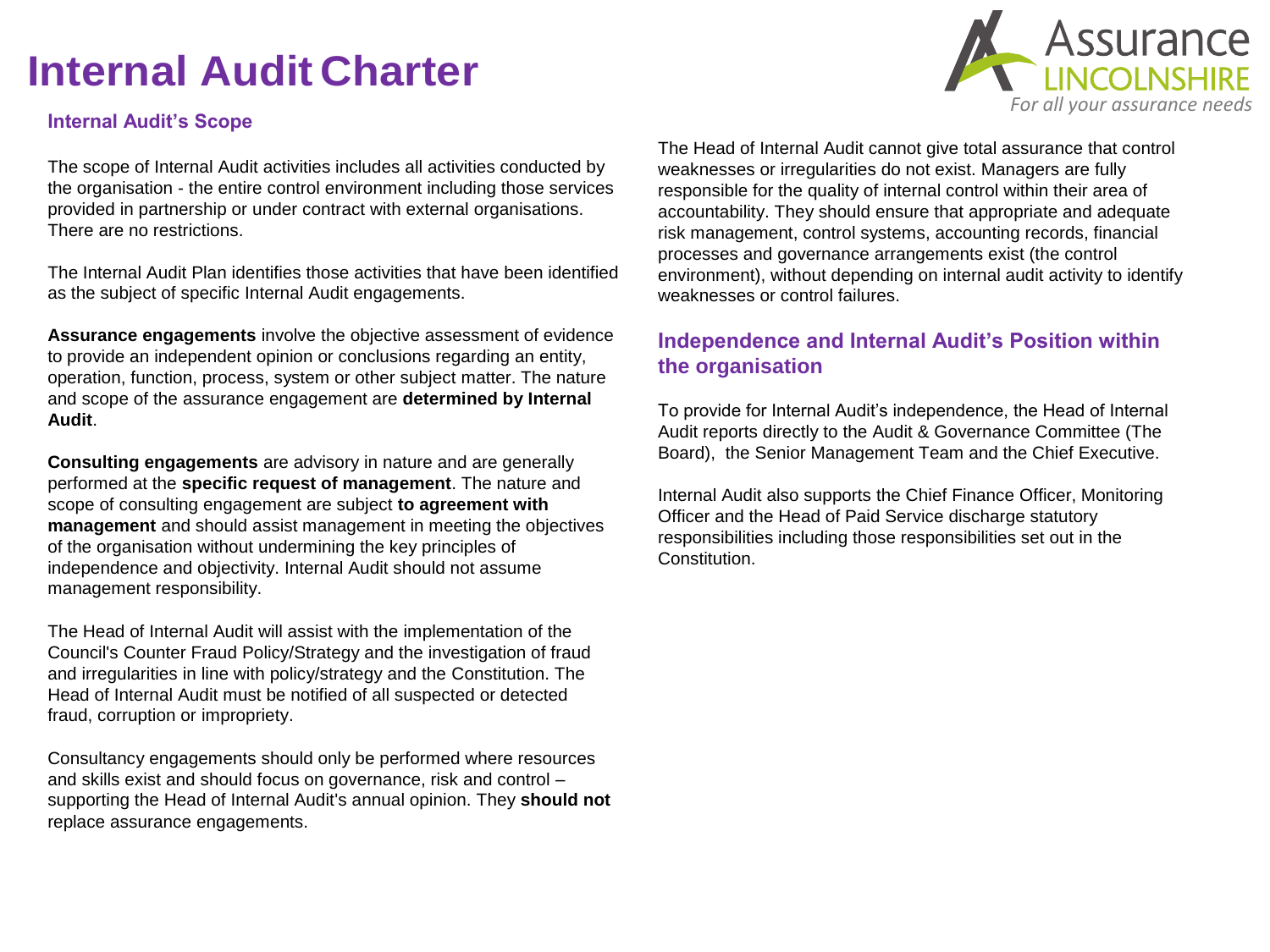# Internal Audit Charter

### Internal Audit's Scope

The scope of Internal Audit activities includes all activities conducted by the organisation - the entire control environment including those services provided in partnership or under contract with external organisations. There are no restrictions.

The Internal Audit Plan identifies those activities that have been identified as the subject of specific Internal Audit engagements.

**Assurance engagements** involve the objective assessment of evidence to provide an independent opinion or conclusions regarding an entity, operation, function, process, system or other subject matter. The nature and scope of the assurance engagement are **determined by Internal Audit**.

**Consulting engagements** are advisory in nature and are generally performed at the **specific request of management**. The nature and scope of consulting engagement are subject **to agreement with management** and should assist management in meeting the objectives of the organisation without undermining the key principles of independence and objectivity. Internal Audit should not assume management responsibility.

The Head of Internal Audit will assist with the implementation of the Council's Counter Fraud Policy/Strategy and the investigation of fraud and irregularities in line with policy/strategy and the Constitution. The Head of Internal Audit must be notified of all suspected or detected fraud, corruption or impropriety.

Consultancy engagements should only be performed where resources and skills exist and should focus on governance, risk and control – supporting the Head of Internal Audit's annual opinion. They **should not** replace assurance engagements.

The Head of Internal Audit cannot give total assurance that control weaknesses or irregularities do not exist. Managers are fully responsible for the quality of internal control within their area of accountability. They should ensure that appropriate and adequate risk management, control systems, accounting records, financial processes and governance arrangements exist (the control environment), without depending on internal audit activity to identify weaknesses or control failures.

### Independence and Internal Audit's Position within the organisation

To provide for Internal Audit's independence, the Head of Internal Audit reports directly to the Audit & Governance Committee (The Board), the Senior Management Team and the Chief Executive.

Internal Audit also supports the Chief Finance Officer, Monitoring Officer and the Head of Paid Service discharge statutory responsibilities including those responsibilities set out in the Constitution.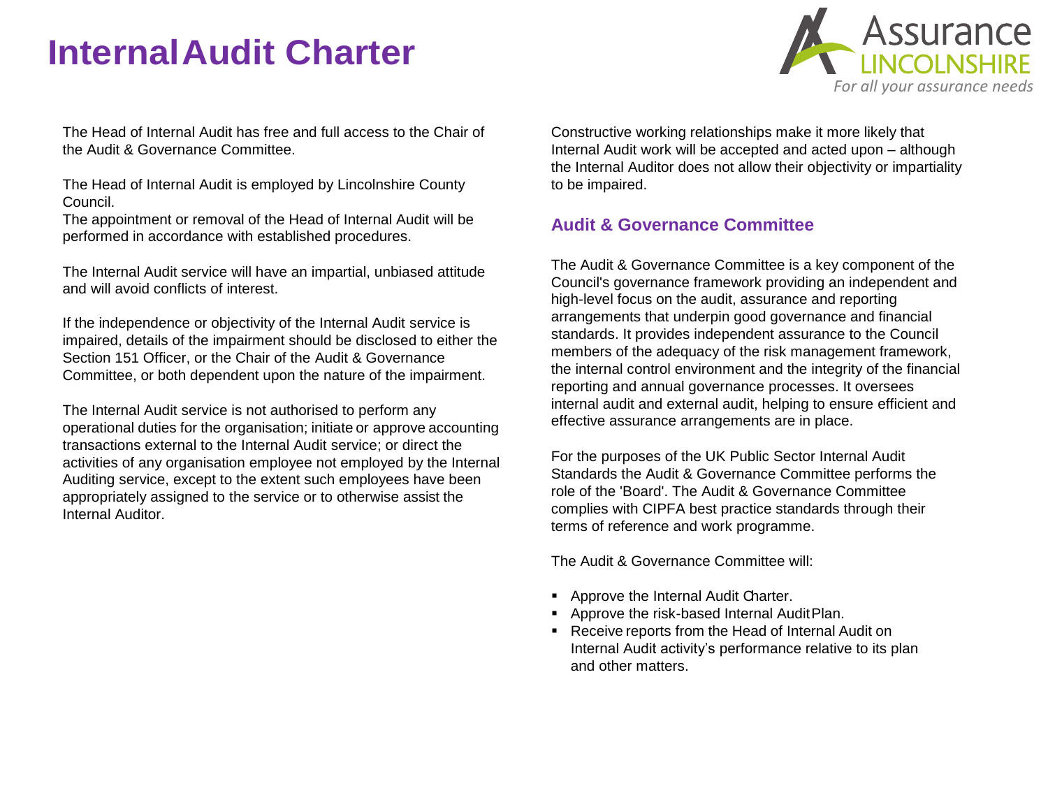# Internal Audit Charter

The Head of Internal Audit has free and full access to the Chair of the Audit & Governance Committee.

The Head of Internal Audit is employed by Lincolnshire County Council.
The appointment or removal of the Head of Internal Audit will be performed in accordance with established procedures.

The Internal Audit service will have an impartial, unbiased attitude and will avoid conflicts of interest.

If the independence or objectivity of the Internal Audit service is impaired, details of the impairment should be disclosed to either the Section 151 Officer, or the Chair of the Audit & Governance Committee, or both dependent upon the nature of the impairment.

The Internal Audit service is not authorised to perform any operational duties for the organisation; initiate or approve accounting transactions external to the Internal Audit service; or direct the activities of any organisation employee not employed by the Internal Auditing service, except to the extent such employees have been appropriately assigned to the service or to otherwise assist the Internal Auditor.

Constructive working relationships make it more likely that Internal Audit work will be accepted and acted upon – although the Internal Auditor does not allow their objectivity or impartiality to be impaired.

## Audit & Governance Committee

The Audit & Governance Committee is a key component of the Council's governance framework providing an independent and high-level focus on the audit, assurance and reporting arrangements that underpin good governance and financial standards. It provides independent assurance to the Council members of the adequacy of the risk management framework, the internal control environment and the integrity of the financial reporting and annual governance processes. It oversees internal audit and external audit, helping to ensure efficient and effective assurance arrangements are in place.

For the purposes of the UK Public Sector Internal Audit Standards the Audit & Governance Committee performs the role of the 'Board'. The Audit & Governance Committee complies with CIPFA best practice standards through their terms of reference and work programme.

The Audit & Governance Committee will:

- Approve the Internal Audit Charter.
- Approve the risk-based Internal Audit Plan.
- Receive reports from the Head of Internal Audit on Internal Audit activity's performance relative to its plan and other matters.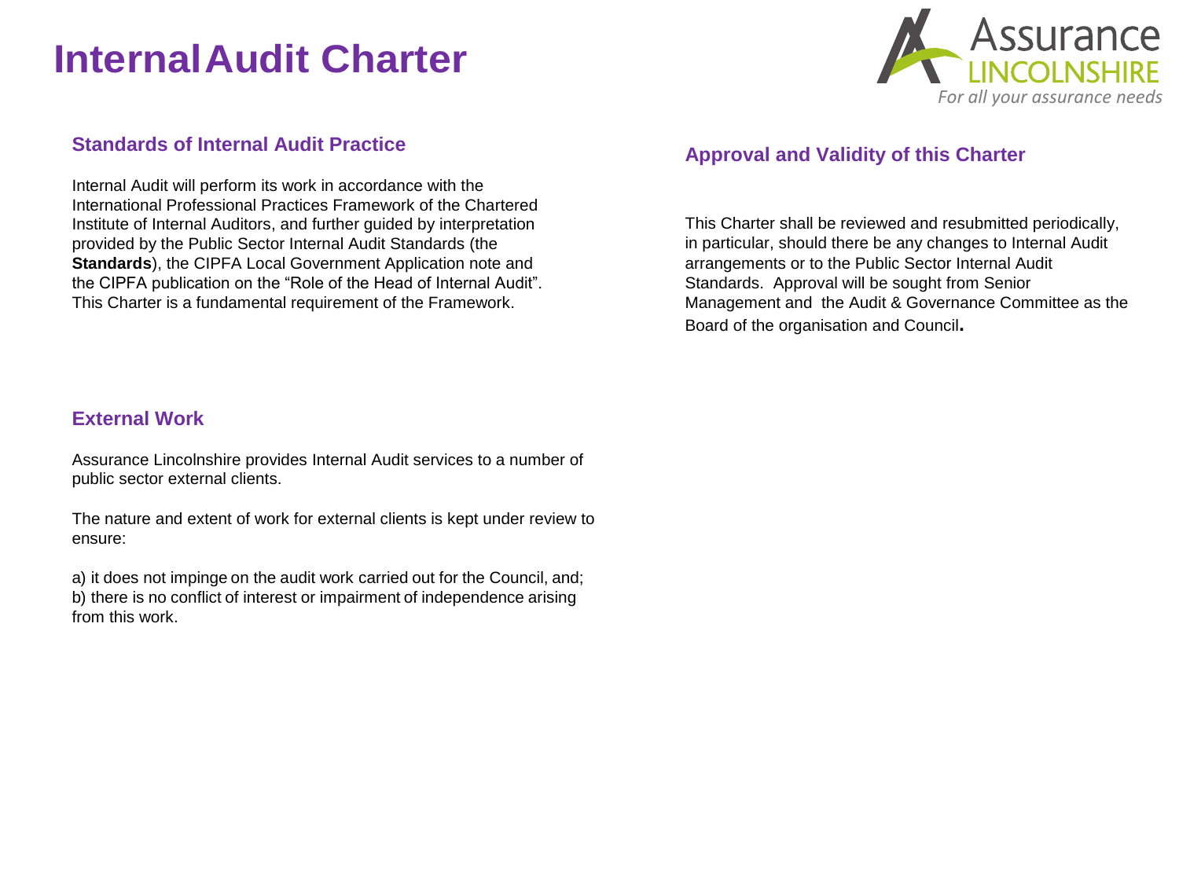# Internal Audit Charter

Assurance LINCOLNSHIRE
*For all your assurance needs*

## Standards of Internal Audit Practice

Internal Audit will perform its work in accordance with the International Professional Practices Framework of the Chartered Institute of Internal Auditors, and further guided by interpretation provided by the Public Sector Internal Audit Standards (the **Standards**), the CIPFA Local Government Application note and the CIPFA publication on the "Role of the Head of Internal Audit". This Charter is a fundamental requirement of the Framework.

## External Work

Assurance Lincolnshire provides Internal Audit services to a number of public sector external clients.

The nature and extent of work for external clients is kept under review to ensure:

a) it does not impinge on the audit work carried out for the Council, and;
b) there is no conflict of interest or impairment of independence arising from this work.

## Approval and Validity of this Charter

This Charter shall be reviewed and resubmitted periodically, in particular, should there be any changes to Internal Audit arrangements or to the Public Sector Internal Audit Standards. Approval will be sought from Senior Management and the Audit & Governance Committee as the Board of the organisation and Council.